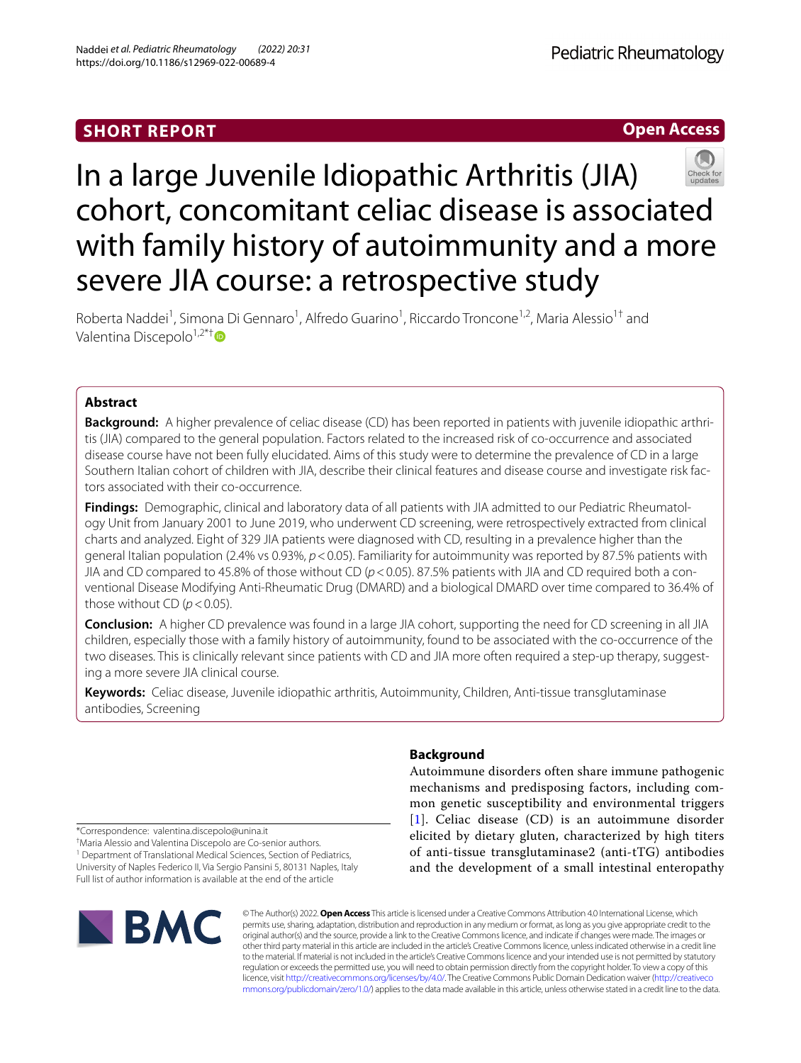SHORT REPORT

Open Access

# In a large Juvenile Idiopathic Arthritis (JIA) cohort, concomitant celiac disease is associated with family history of autoimmunity and a more severe JIA course: a retrospective study

Roberta Naddei[1], Simona Di Gennaro[1], Alfredo Guarino[1], Riccardo Troncone[1,2], Maria Alessio[1†] and Valentina Discepolo[1,2*†]

## Abstract

**Background:** A higher prevalence of celiac disease (CD) has been reported in patients with juvenile idiopathic arthritis (JIA) compared to the general population. Factors related to the increased risk of co-occurrence and associated disease course have not been fully elucidated. Aims of this study were to determine the prevalence of CD in a large Southern Italian cohort of children with JIA, describe their clinical features and disease course and investigate risk factors associated with their co-occurrence.

**Findings:** Demographic, clinical and laboratory data of all patients with JIA admitted to our Pediatric Rheumatology Unit from January 2001 to June 2019, who underwent CD screening, were retrospectively extracted from clinical charts and analyzed. Eight of 329 JIA patients were diagnosed with CD, resulting in a prevalence higher than the general Italian population (2.4% vs 0.93%, $p < 0.05$). Familiarity for autoimmunity was reported by 87.5% patients with JIA and CD compared to 45.8% of those without CD ($p < 0.05$). 87.5% patients with JIA and CD required both a conventional Disease Modifying Anti-Rheumatic Drug (DMARD) and a biological DMARD over time compared to 36.4% of those without CD ($p < 0.05$).

**Conclusion:** A higher CD prevalence was found in a large JIA cohort, supporting the need for CD screening in all JIA children, especially those with a family history of autoimmunity, found to be associated with the co-occurrence of the two diseases. This is clinically relevant since patients with CD and JIA more often required a step-up therapy, suggesting a more severe JIA clinical course.

**Keywords:** Celiac disease, Juvenile idiopathic arthritis, Autoimmunity, Children, Anti-tissue transglutaminase antibodies, Screening

## Background

Autoimmune disorders often share immune pathogenic mechanisms and predisposing factors, including common genetic susceptibility and environmental triggers [1]. Celiac disease (CD) is an autoimmune disorder elicited by dietary gluten, characterized by high titers of anti-tissue transglutaminase2 (anti-tTG) antibodies and the development of a small intestinal enteropathy

*Correspondence: valentina.discepolo@unina.it
†Maria Alessio and Valentina Discepolo are Co-senior authors.
[1] Department of Translational Medical Sciences, Section of Pediatrics, University of Naples Federico II, Via Sergio Pansini 5, 80131 Naples, Italy
Full list of author information is available at the end of the article

© The Author(s) 2022. **Open Access** This article is licensed under a Creative Commons Attribution 4.0 International License, which permits use, sharing, adaptation, distribution and reproduction in any medium or format, as long as you give appropriate credit to the original author(s) and the source, provide a link to the Creative Commons licence, and indicate if changes were made. The images or other third party material in this article are included in the article's Creative Commons licence, unless indicated otherwise in a credit line to the material. If material is not included in the article's Creative Commons licence and your intended use is not permitted by statutory regulation or exceeds the permitted use, you will need to obtain permission directly from the copyright holder. To view a copy of this licence, visit http://creativecommons.org/licenses/by/4.0/. The Creative Commons Public Domain Dedication waiver (http://creativecommons.org/publicdomain/zero/1.0/) applies to the data made available in this article, unless otherwise stated in a credit line to the data.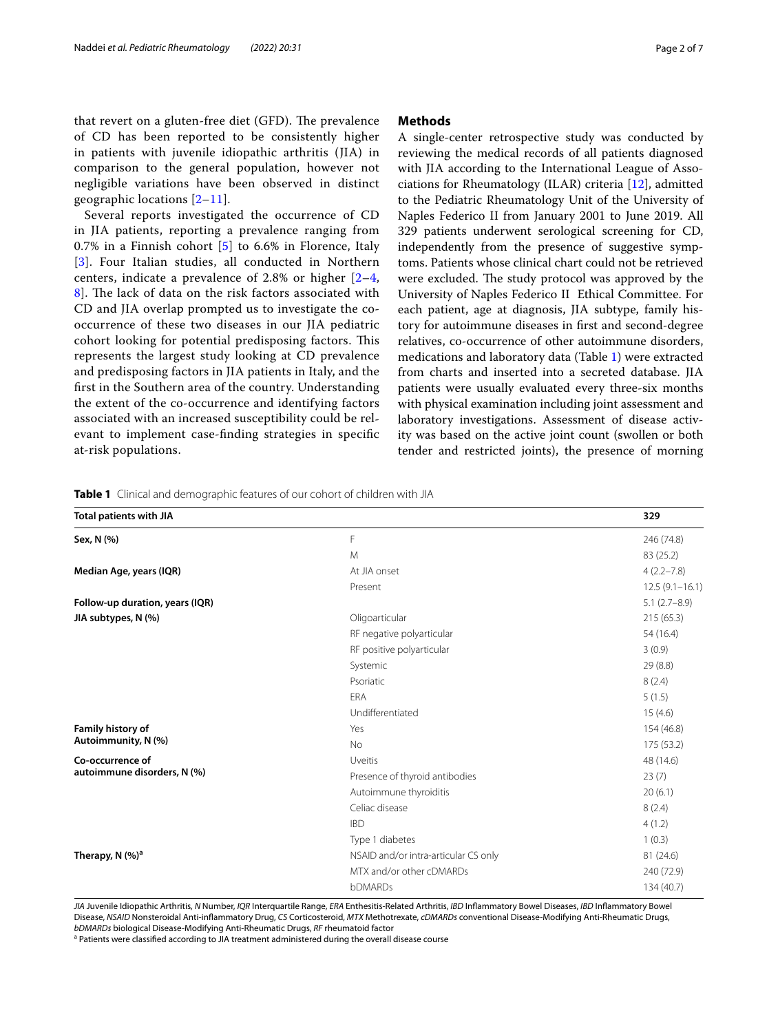that revert on a gluten-free diet (GFD). The prevalence of CD has been reported to be consistently higher in patients with juvenile idiopathic arthritis (JIA) in comparison to the general population, however not negligible variations have been observed in distinct geographic locations [2–11].

Several reports investigated the occurrence of CD in JIA patients, reporting a prevalence ranging from 0.7% in a Finnish cohort [5] to 6.6% in Florence, Italy [3]. Four Italian studies, all conducted in Northern centers, indicate a prevalence of 2.8% or higher [2–4, 8]. The lack of data on the risk factors associated with CD and JIA overlap prompted us to investigate the co-occurrence of these two diseases in our JIA pediatric cohort looking for potential predisposing factors. This represents the largest study looking at CD prevalence and predisposing factors in JIA patients in Italy, and the first in the Southern area of the country. Understanding the extent of the co-occurrence and identifying factors associated with an increased susceptibility could be relevant to implement case-finding strategies in specific at-risk populations.

## Methods

A single-center retrospective study was conducted by reviewing the medical records of all patients diagnosed with JIA according to the International League of Associations for Rheumatology (ILAR) criteria [12], admitted to the Pediatric Rheumatology Unit of the University of Naples Federico II from January 2001 to June 2019. All 329 patients underwent serological screening for CD, independently from the presence of suggestive symptoms. Patients whose clinical chart could not be retrieved were excluded. The study protocol was approved by the University of Naples Federico II Ethical Committee. For each patient, age at diagnosis, JIA subtype, family history for autoimmune diseases in first and second-degree relatives, co-occurrence of other autoimmune disorders, medications and laboratory data (Table 1) were extracted from charts and inserted into a secreted database. JIA patients were usually evaluated every three-six months with physical examination including joint assessment and laboratory investigations. Assessment of disease activity was based on the active joint count (swollen or both tender and restricted joints), the presence of morning

**Table 1** Clinical and demographic features of our cohort of children with JIA

| **Total patients with JIA** | | **329** |
|---|---|---|
| **Sex, N (%)** | F | 246 (74.8) |
| | M | 83 (25.2) |
| **Median Age, years (IQR)** | At JIA onset | 4 (2.2–7.8) |
| | Present | 12.5 (9.1–16.1) |
| **Follow-up duration, years (IQR)** | | 5.1 (2.7–8.9) |
| **JIA subtypes, N (%)** | Oligoarticular | 215 (65.3) |
| | RF negative polyarticular | 54 (16.4) |
| | RF positive polyarticular | 3 (0.9) |
| | Systemic | 29 (8.8) |
| | Psoriatic | 8 (2.4) |
| | ERA | 5 (1.5) |
| | Undifferentiated | 15 (4.6) |
| **Family history of Autoimmunity, N (%)** | Yes | 154 (46.8) |
| | No | 175 (53.2) |
| **Co-occurrence of autoimmune disorders, N (%)** | Uveitis | 48 (14.6) |
| | Presence of thyroid antibodies | 23 (7) |
| | Autoimmune thyroiditis | 20 (6.1) |
| | Celiac disease | 8 (2.4) |
| | IBD | 4 (1.2) |
| | Type 1 diabetes | 1 (0.3) |
| **Therapy, N (%)[a]** | NSAID and/or intra-articular CS only | 81 (24.6) |
| | MTX and/or other cDMARDs | 240 (72.9) |
| | bDMARDs | 134 (40.7) |

*JIA* Juvenile Idiopathic Arthritis, *N* Number, *IQR* Interquartile Range, *ERA* Enthesitis-Related Arthritis, *IBD* Inflammatory Bowel Diseases, *IBD* Inflammatory Bowel Disease, *NSAID* Nonsteroidal Anti-inflammatory Drug, *CS* Corticosteroid, *MTX* Methotrexate, *cDMARDs* conventional Disease-Modifying Anti-Rheumatic Drugs, *bDMARDs* biological Disease-Modifying Anti-Rheumatic Drugs, *RF* rheumatoid factor

[a] Patients were classified according to JIA treatment administered during the overall disease course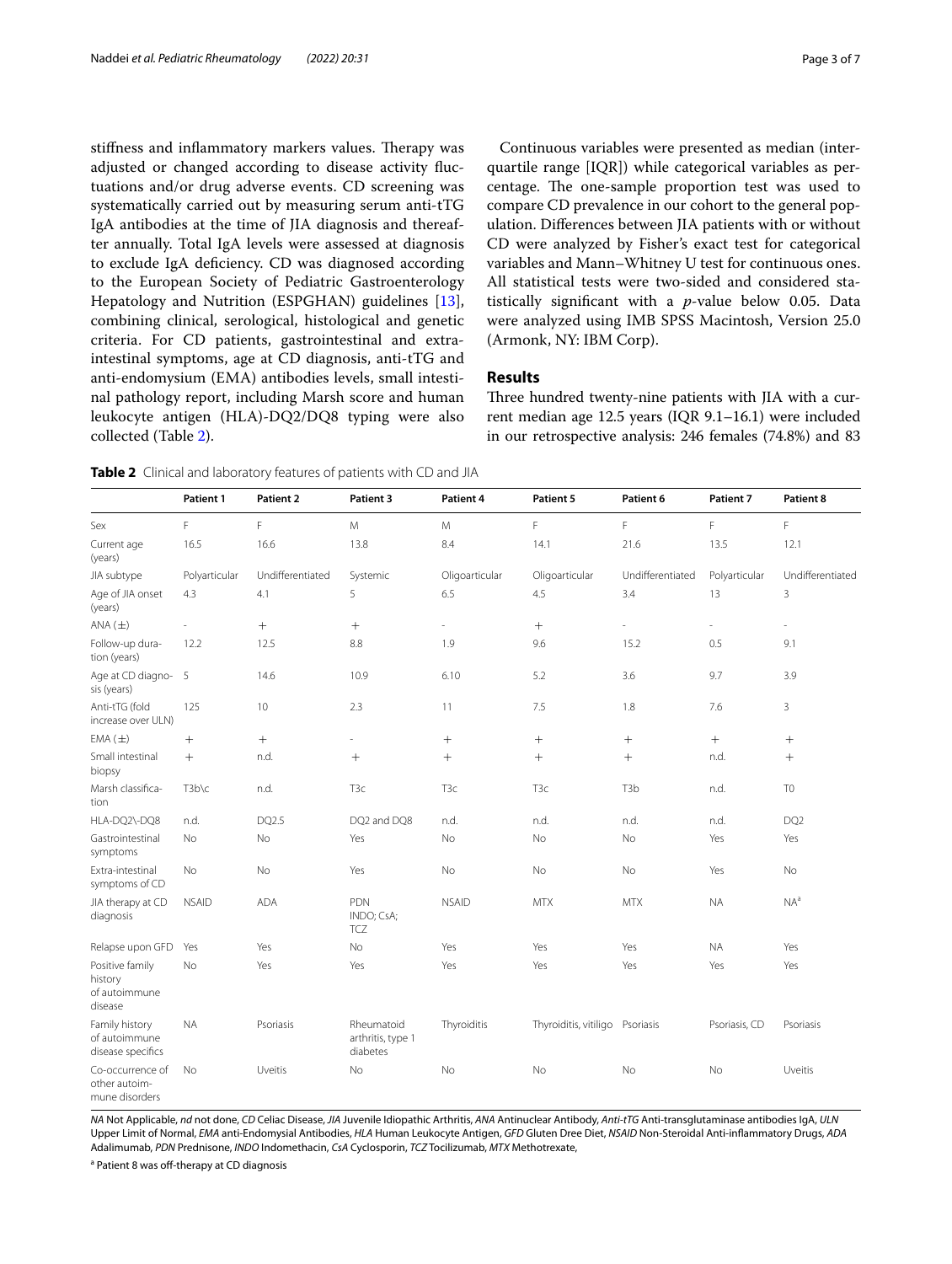stiffness and inflammatory markers values. Therapy was adjusted or changed according to disease activity fluctuations and/or drug adverse events. CD screening was systematically carried out by measuring serum anti-tTG IgA antibodies at the time of JIA diagnosis and thereafter annually. Total IgA levels were assessed at diagnosis to exclude IgA deficiency. CD was diagnosed according to the European Society of Pediatric Gastroenterology Hepatology and Nutrition (ESPGHAN) guidelines [13], combining clinical, serological, histological and genetic criteria. For CD patients, gastrointestinal and extra-intestinal symptoms, age at CD diagnosis, anti-tTG and anti-endomysium (EMA) antibodies levels, small intestinal pathology report, including Marsh score and human leukocyte antigen (HLA)-DQ2/DQ8 typing were also collected (Table 2).

Continuous variables were presented as median (interquartile range [IQR]) while categorical variables as percentage. The one-sample proportion test was used to compare CD prevalence in our cohort to the general population. Differences between JIA patients with or without CD were analyzed by Fisher's exact test for categorical variables and Mann–Whitney U test for continuous ones. All statistical tests were two-sided and considered statistically significant with a *p*-value below 0.05. Data were analyzed using IMB SPSS Macintosh, Version 25.0 (Armonk, NY: IBM Corp).

## Results

Three hundred twenty-nine patients with JIA with a current median age 12.5 years (IQR 9.1–16.1) were included in our retrospective analysis: 246 females (74.8%) and 83

**Table 2** Clinical and laboratory features of patients with CD and JIA

| | Patient 1 | Patient 2 | Patient 3 | Patient 4 | Patient 5 | Patient 6 | Patient 7 | Patient 8 |
|---|---|---|---|---|---|---|---|---|
| Sex | F | F | M | M | F | F | F | F |
| Current age (years) | 16.5 | 16.6 | 13.8 | 8.4 | 14.1 | 21.6 | 13.5 | 12.1 |
| JIA subtype | Polyarticular | Undifferentiated | Systemic | Oligoarticular | Oligoarticular | Undifferentiated | Polyarticular | Undifferentiated |
| Age of JIA onset (years) | 4.3 | 4.1 | 5 | 6.5 | 4.5 | 3.4 | 13 | 3 |
| ANA (±) | - | + | + | - | + | - | - | - |
| Follow-up duration (years) | 12.2 | 12.5 | 8.8 | 1.9 | 9.6 | 15.2 | 0.5 | 9.1 |
| Age at CD diagnosis (years) | 5 | 14.6 | 10.9 | 6.10 | 5.2 | 3.6 | 9.7 | 3.9 |
| Anti-tTG (fold increase over ULN) | 125 | 10 | 2.3 | 11 | 7.5 | 1.8 | 7.6 | 3 |
| EMA (±) | + | + | - | + | + | + | + | + |
| Small intestinal biopsy | + | n.d. | + | + | + | + | n.d. | + |
| Marsh classification | T3b\c | n.d. | T3c | T3c | T3c | T3b | n.d. | T0 |
| HLA-DQ2\-DQ8 | n.d. | DQ2.5 | DQ2 and DQ8 | n.d. | n.d. | n.d. | n.d. | DQ2 |
| Gastrointestinal symptoms | No | No | Yes | No | No | No | Yes | Yes |
| Extra-intestinal symptoms of CD | No | No | Yes | No | No | No | Yes | No |
| JIA therapy at CD diagnosis | NSAID | ADA | PDN INDO; CsA; TCZ | NSAID | MTX | MTX | NA | NA[a] |
| Relapse upon GFD | Yes | Yes | No | Yes | Yes | Yes | NA | Yes |
| Positive family history of autoimmune disease | No | Yes | Yes | Yes | Yes | Yes | Yes | Yes |
| Family history of autoimmune disease specifics | NA | Psoriasis | Rheumatoid arthritis, type 1 diabetes | Thyroiditis | Thyroiditis, vitiligo | Psoriasis | Psoriasis, CD | Psoriasis |
| Co-occurrence of other autoimmune disorders | No | Uveitis | No | No | No | No | No | Uveitis |

*NA* Not Applicable, *nd* not done, *CD* Celiac Disease, *JIA* Juvenile Idiopathic Arthritis, *ANA* Antinuclear Antibody, *Anti-tTG* Anti-transglutaminase antibodies IgA, *ULN* Upper Limit of Normal, *EMA* anti-Endomysial Antibodies, *HLA* Human Leukocyte Antigen, *GFD* Gluten Dree Diet, *NSAID* Non-Steroidal Anti-inflammatory Drugs, *ADA* Adalimumab, *PDN* Prednisone, *INDO* Indomethacin, *CsA* Cyclosporin, *TCZ* Tocilizumab, *MTX* Methotrexate,

[a] Patient 8 was off-therapy at CD diagnosis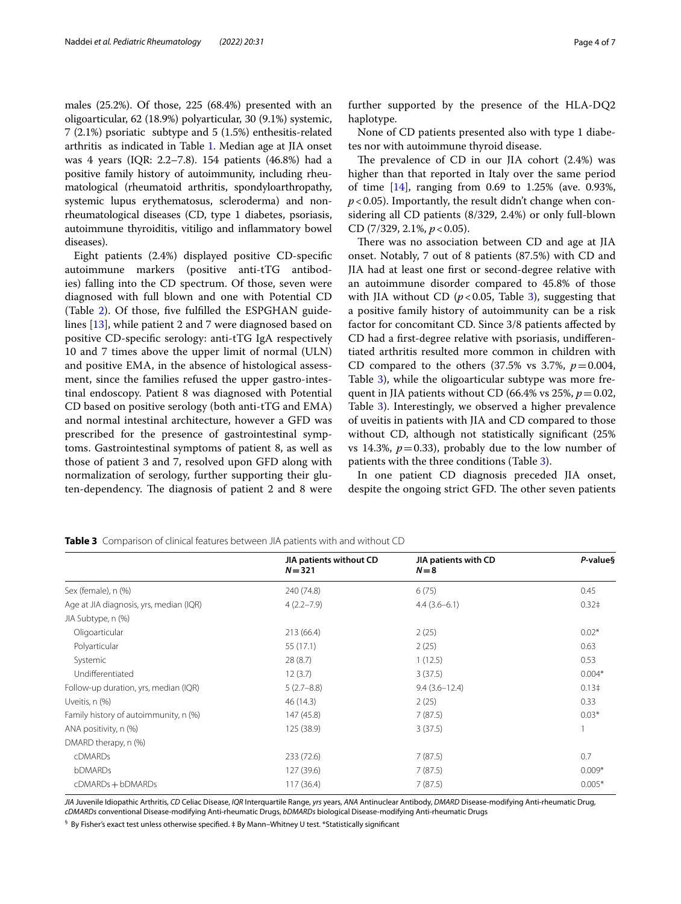males (25.2%). Of those, 225 (68.4%) presented with an oligoarticular, 62 (18.9%) polyarticular, 30 (9.1%) systemic, 7 (2.1%) psoriatic subtype and 5 (1.5%) enthesitis-related arthritis as indicated in Table 1. Median age at JIA onset was 4 years (IQR: 2.2–7.8). 154 patients (46.8%) had a positive family history of autoimmunity, including rheumatological (rheumatoid arthritis, spondyloarthropathy, systemic lupus erythematosus, scleroderma) and non-rheumatological diseases (CD, type 1 diabetes, psoriasis, autoimmune thyroiditis, vitiligo and inflammatory bowel diseases).

Eight patients (2.4%) displayed positive CD-specific autoimmune markers (positive anti-tTG antibodies) falling into the CD spectrum. Of those, seven were diagnosed with full blown and one with Potential CD (Table 2). Of those, five fulfilled the ESPGHAN guidelines [13], while patient 2 and 7 were diagnosed based on positive CD-specific serology: anti-tTG IgA respectively 10 and 7 times above the upper limit of normal (ULN) and positive EMA, in the absence of histological assessment, since the families refused the upper gastro-intestinal endoscopy. Patient 8 was diagnosed with Potential CD based on positive serology (both anti-tTG and EMA) and normal intestinal architecture, however a GFD was prescribed for the presence of gastrointestinal symptoms. Gastrointestinal symptoms of patient 8, as well as those of patient 3 and 7, resolved upon GFD along with normalization of serology, further supporting their gluten-dependency. The diagnosis of patient 2 and 8 were further supported by the presence of the HLA-DQ2 haplotype.

None of CD patients presented also with type 1 diabetes nor with autoimmune thyroid disease.

The prevalence of CD in our JIA cohort (2.4%) was higher than that reported in Italy over the same period of time [14], ranging from 0.69 to 1.25% (ave. 0.93%, $p < 0.05$). Importantly, the result didn't change when considering all CD patients (8/329, 2.4%) or only full-blown CD (7/329, 2.1%, $p < 0.05$).

There was no association between CD and age at JIA onset. Notably, 7 out of 8 patients (87.5%) with CD and JIA had at least one first or second-degree relative with an autoimmune disorder compared to 45.8% of those with JIA without CD ($p < 0.05$, Table 3), suggesting that a positive family history of autoimmunity can be a risk factor for concomitant CD. Since 3/8 patients affected by CD had a first-degree relative with psoriasis, undifferentiated arthritis resulted more common in children with CD compared to the others (37.5% vs 3.7%, $p = 0.004$, Table 3), while the oligoarticular subtype was more frequent in JIA patients without CD (66.4% vs 25%, $p = 0.02$, Table 3). Interestingly, we observed a higher prevalence of uveitis in patients with JIA and CD compared to those without CD, although not statistically significant (25% vs 14.3%, $p = 0.33$), probably due to the low number of patients with the three conditions (Table 3).

In one patient CD diagnosis preceded JIA onset, despite the ongoing strict GFD. The other seven patients

**Table 3** Comparison of clinical features between JIA patients with and without CD

| | JIA patients without CD N = 321 | JIA patients with CD N = 8 | P-value§ |
|---|---|---|---|
| Sex (female), n (%) | 240 (74.8) | 6 (75) | 0.45 |
| Age at JIA diagnosis, yrs, median (IQR) | 4 (2.2–7.9) | 4.4 (3.6–6.1) | 0.32‡ |
| JIA Subtype, n (%) | | | |
| Oligoarticular | 213 (66.4) | 2 (25) | 0.02* |
| Polyarticular | 55 (17.1) | 2 (25) | 0.63 |
| Systemic | 28 (8.7) | 1 (12.5) | 0.53 |
| Undifferentiated | 12 (3.7) | 3 (37.5) | 0.004* |
| Follow-up duration, yrs, median (IQR) | 5 (2.7–8.8) | 9.4 (3.6–12.4) | 0.13‡ |
| Uveitis, n (%) | 46 (14.3) | 2 (25) | 0.33 |
| Family history of autoimmunity, n (%) | 147 (45.8) | 7 (87.5) | 0.03* |
| ANA positivity, n (%) | 125 (38.9) | 3 (37.5) | 1 |
| DMARD therapy, n (%) | | | |
| cDMARDs | 233 (72.6) | 7 (87.5) | 0.7 |
| bDMARDs | 127 (39.6) | 7 (87.5) | 0.009* |
| cDMARDs + bDMARDs | 117 (36.4) | 7 (87.5) | 0.005* |

*JIA* Juvenile Idiopathic Arthritis, *CD* Celiac Disease, *IQR* Interquartile Range, *yrs* years, *ANA* Antinuclear Antibody, *DMARD* Disease-modifying Anti-rheumatic Drug, *cDMARDs* conventional Disease-modifying Anti-rheumatic Drugs, *bDMARDs* biological Disease-modifying Anti-rheumatic Drugs

§ By Fisher's exact test unless otherwise specified. ‡ By Mann–Whitney U test. *Statistically significant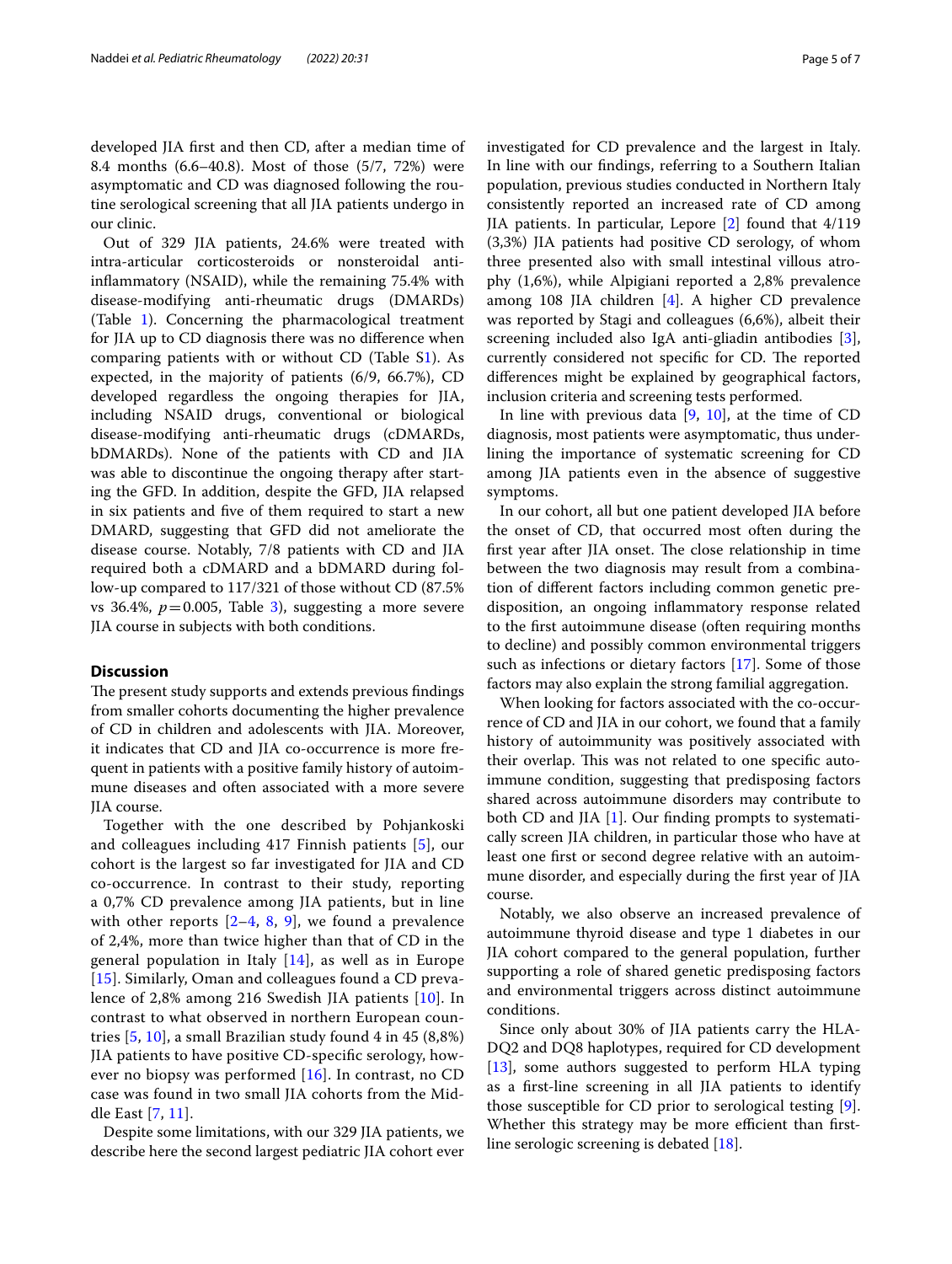developed JIA first and then CD, after a median time of 8.4 months (6.6–40.8). Most of those (5/7, 72%) were asymptomatic and CD was diagnosed following the routine serological screening that all JIA patients undergo in our clinic.

Out of 329 JIA patients, 24.6% were treated with intra-articular corticosteroids or nonsteroidal anti-inflammatory (NSAID), while the remaining 75.4% with disease-modifying anti-rheumatic drugs (DMARDs) (Table 1). Concerning the pharmacological treatment for JIA up to CD diagnosis there was no difference when comparing patients with or without CD (Table S1). As expected, in the majority of patients (6/9, 66.7%), CD developed regardless the ongoing therapies for JIA, including NSAID drugs, conventional or biological disease-modifying anti-rheumatic drugs (cDMARDs, bDMARDs). None of the patients with CD and JIA was able to discontinue the ongoing therapy after starting the GFD. In addition, despite the GFD, JIA relapsed in six patients and five of them required to start a new DMARD, suggesting that GFD did not ameliorate the disease course. Notably, 7/8 patients with CD and JIA required both a cDMARD and a bDMARD during follow-up compared to 117/321 of those without CD (87.5% vs 36.4%, $p = 0.005$, Table 3), suggesting a more severe JIA course in subjects with both conditions.

## Discussion

The present study supports and extends previous findings from smaller cohorts documenting the higher prevalence of CD in children and adolescents with JIA. Moreover, it indicates that CD and JIA co-occurrence is more frequent in patients with a positive family history of autoimmune diseases and often associated with a more severe JIA course.

Together with the one described by Pohjankoski and colleagues including 417 Finnish patients [5], our cohort is the largest so far investigated for JIA and CD co-occurrence. In contrast to their study, reporting a 0,7% CD prevalence among JIA patients, but in line with other reports [2–4, 8, 9], we found a prevalence of 2,4%, more than twice higher than that of CD in the general population in Italy [14], as well as in Europe [15]. Similarly, Oman and colleagues found a CD prevalence of 2,8% among 216 Swedish JIA patients [10]. In contrast to what observed in northern European countries [5, 10], a small Brazilian study found 4 in 45 (8,8%) JIA patients to have positive CD-specific serology, however no biopsy was performed [16]. In contrast, no CD case was found in two small JIA cohorts from the Middle East [7, 11].

Despite some limitations, with our 329 JIA patients, we describe here the second largest pediatric JIA cohort ever investigated for CD prevalence and the largest in Italy. In line with our findings, referring to a Southern Italian population, previous studies conducted in Northern Italy consistently reported an increased rate of CD among JIA patients. In particular, Lepore [2] found that 4/119 (3,3%) JIA patients had positive CD serology, of whom three presented also with small intestinal villous atrophy (1,6%), while Alpigiani reported a 2,8% prevalence among 108 JIA children [4]. A higher CD prevalence was reported by Stagi and colleagues (6,6%), albeit their screening included also IgA anti-gliadin antibodies [3], currently considered not specific for CD. The reported differences might be explained by geographical factors, inclusion criteria and screening tests performed.

In line with previous data [9, 10], at the time of CD diagnosis, most patients were asymptomatic, thus underlining the importance of systematic screening for CD among JIA patients even in the absence of suggestive symptoms.

In our cohort, all but one patient developed JIA before the onset of CD, that occurred most often during the first year after JIA onset. The close relationship in time between the two diagnosis may result from a combination of different factors including common genetic predisposition, an ongoing inflammatory response related to the first autoimmune disease (often requiring months to decline) and possibly common environmental triggers such as infections or dietary factors [17]. Some of those factors may also explain the strong familial aggregation.

When looking for factors associated with the co-occurrence of CD and JIA in our cohort, we found that a family history of autoimmunity was positively associated with their overlap. This was not related to one specific autoimmune condition, suggesting that predisposing factors shared across autoimmune disorders may contribute to both CD and JIA [1]. Our finding prompts to systematically screen JIA children, in particular those who have at least one first or second degree relative with an autoimmune disorder, and especially during the first year of JIA course.

Notably, we also observe an increased prevalence of autoimmune thyroid disease and type 1 diabetes in our JIA cohort compared to the general population, further supporting a role of shared genetic predisposing factors and environmental triggers across distinct autoimmune conditions.

Since only about 30% of JIA patients carry the HLA-DQ2 and DQ8 haplotypes, required for CD development [13], some authors suggested to perform HLA typing as a first-line screening in all JIA patients to identify those susceptible for CD prior to serological testing [9]. Whether this strategy may be more efficient than first-line serologic screening is debated [18].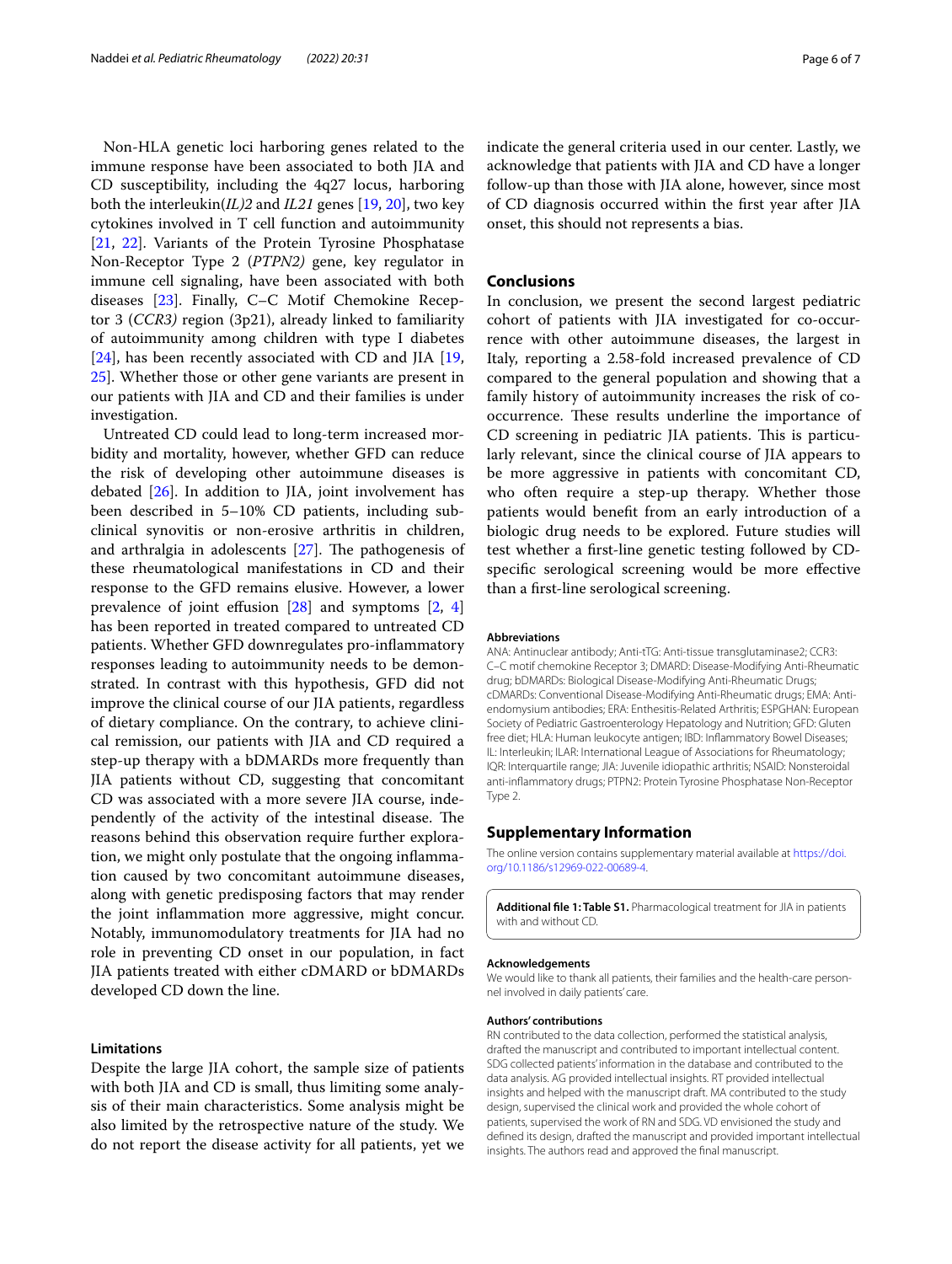Non-HLA genetic loci harboring genes related to the immune response have been associated to both JIA and CD susceptibility, including the 4q27 locus, harboring both the interleukin(*IL)2* and *IL21* genes [19, 20], two key cytokines involved in T cell function and autoimmunity [21, 22]. Variants of the Protein Tyrosine Phosphatase Non-Receptor Type 2 (*PTPN2)* gene, key regulator in immune cell signaling, have been associated with both diseases [23]. Finally, C–C Motif Chemokine Receptor 3 (*CCR3)* region (3p21), already linked to familiarity of autoimmunity among children with type I diabetes [24], has been recently associated with CD and JIA [19, 25]. Whether those or other gene variants are present in our patients with JIA and CD and their families is under investigation.

Untreated CD could lead to long-term increased morbidity and mortality, however, whether GFD can reduce the risk of developing other autoimmune diseases is debated [26]. In addition to JIA, joint involvement has been described in 5–10% CD patients, including subclinical synovitis or non-erosive arthritis in children, and arthralgia in adolescents [27]. The pathogenesis of these rheumatological manifestations in CD and their response to the GFD remains elusive. However, a lower prevalence of joint effusion [28] and symptoms [2, 4] has been reported in treated compared to untreated CD patients. Whether GFD downregulates pro-inflammatory responses leading to autoimmunity needs to be demonstrated. In contrast with this hypothesis, GFD did not improve the clinical course of our JIA patients, regardless of dietary compliance. On the contrary, to achieve clinical remission, our patients with JIA and CD required a step-up therapy with a bDMARDs more frequently than JIA patients without CD, suggesting that concomitant CD was associated with a more severe JIA course, independently of the activity of the intestinal disease. The reasons behind this observation require further exploration, we might only postulate that the ongoing inflammation caused by two concomitant autoimmune diseases, along with genetic predisposing factors that may render the joint inflammation more aggressive, might concur. Notably, immunomodulatory treatments for JIA had no role in preventing CD onset in our population, in fact JIA patients treated with either cDMARD or bDMARDs developed CD down the line.

### Limitations

Despite the large JIA cohort, the sample size of patients with both JIA and CD is small, thus limiting some analysis of their main characteristics. Some analysis might be also limited by the retrospective nature of the study. We do not report the disease activity for all patients, yet we indicate the general criteria used in our center. Lastly, we acknowledge that patients with JIA and CD have a longer follow-up than those with JIA alone, however, since most of CD diagnosis occurred within the first year after JIA onset, this should not represents a bias.

## Conclusions

In conclusion, we present the second largest pediatric cohort of patients with JIA investigated for co-occurrence with other autoimmune diseases, the largest in Italy, reporting a 2.58-fold increased prevalence of CD compared to the general population and showing that a family history of autoimmunity increases the risk of co-occurrence. These results underline the importance of CD screening in pediatric JIA patients. This is particularly relevant, since the clinical course of JIA appears to be more aggressive in patients with concomitant CD, who often require a step-up therapy. Whether those patients would benefit from an early introduction of a biologic drug needs to be explored. Future studies will test whether a first-line genetic testing followed by CD-specific serological screening would be more effective than a first-line serological screening.

#### Abbreviations

ANA: Antinuclear antibody; Anti-tTG: Anti-tissue transglutaminase2; CCR3: C–C motif chemokine Receptor 3; DMARD: Disease-Modifying Anti-Rheumatic drug; bDMARDs: Biological Disease-Modifying Anti-Rheumatic Drugs; cDMARDs: Conventional Disease-Modifying Anti-Rheumatic drugs; EMA: Anti-endomysium antibodies; ERA: Enthesitis-Related Arthritis; ESPGHAN: European Society of Pediatric Gastroenterology Hepatology and Nutrition; GFD: Gluten free diet; HLA: Human leukocyte antigen; IBD: Inflammatory Bowel Diseases; IL: Interleukin; ILAR: International League of Associations for Rheumatology; IQR: Interquartile range; JIA: Juvenile idiopathic arthritis; NSAID: Nonsteroidal anti-inflammatory drugs; PTPN2: Protein Tyrosine Phosphatase Non-Receptor Type 2.

## Supplementary Information

The online version contains supplementary material available at https://doi.org/10.1186/s12969-022-00689-4.

**Additional file 1: Table S1.** Pharmacological treatment for JIA in patients with and without CD.

#### Acknowledgements

We would like to thank all patients, their families and the health-care personnel involved in daily patients' care.

#### Authors' contributions

RN contributed to the data collection, performed the statistical analysis, drafted the manuscript and contributed to important intellectual content. SDG collected patients' information in the database and contributed to the data analysis. AG provided intellectual insights. RT provided intellectual insights and helped with the manuscript draft. MA contributed to the study design, supervised the clinical work and provided the whole cohort of patients, supervised the work of RN and SDG. VD envisioned the study and defined its design, drafted the manuscript and provided important intellectual insights. The authors read and approved the final manuscript.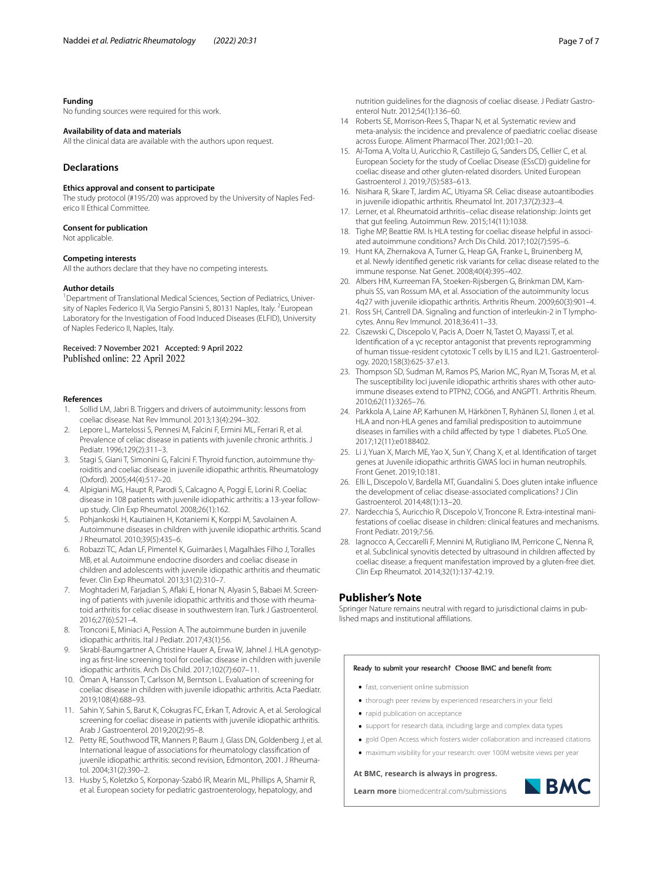### Funding

No funding sources were required for this work.

### Availability of data and materials

All the clinical data are available with the authors upon request.

## Declarations

### Ethics approval and consent to participate

The study protocol (#195/20) was approved by the University of Naples Federico II Ethical Committee.

### Consent for publication

Not applicable.

### Competing interests

All the authors declare that they have no competing interests.

### Author details

[1]Department of Translational Medical Sciences, Section of Pediatrics, University of Naples Federico II, Via Sergio Pansini 5, 80131 Naples, Italy. [2]European Laboratory for the Investigation of Food Induced Diseases (ELFID), University of Naples Federico II, Naples, Italy.

Received: 7 November 2021 Accepted: 9 April 2022
Published online: 22 April 2022

### References

1. Sollid LM, Jabri B. Triggers and drivers of autoimmunity: lessons from coeliac disease. Nat Rev Immunol. 2013;13(4):294–302.
2. Lepore L, Martelossi S, Pennesi M, Falcini F, Ermini ML, Ferrari R, et al. Prevalence of celiac disease in patients with juvenile chronic arthritis. J Pediatr. 1996;129(2):311–3.
3. Stagi S, Giani T, Simonini G, Falcini F. Thyroid function, autoimmune thyroiditis and coeliac disease in juvenile idiopathic arthritis. Rheumatology (Oxford). 2005;44(4):517–20.
4. Alpigiani MG, Haupt R, Parodi S, Calcagno A, Poggi E, Lorini R. Coeliac disease in 108 patients with juvenile idiopathic arthritis: a 13-year follow-up study. Clin Exp Rheumatol. 2008;26(1):162.
5. Pohjankoski H, Kautiainen H, Kotaniemi K, Korppi M, Savolainen A. Autoimmune diseases in children with juvenile idiopathic arthritis. Scand J Rheumatol. 2010;39(5):435–6.
6. Robazzi TC, Adan LF, Pimentel K, Guimarães I, Magalhães Filho J, Toralles MB, et al. Autoimmune endocrine disorders and coeliac disease in children and adolescents with juvenile idiopathic arthritis and rheumatic fever. Clin Exp Rheumatol. 2013;31(2):310–7.
7. Moghtaderi M, Farjadian S, Aflaki E, Honar N, Alyasin S, Babaei M. Screening of patients with juvenile idiopathic arthritis and those with rheumatoid arthritis for celiac disease in southwestern Iran. Turk J Gastroenterol. 2016;27(6):521–4.
8. Tronconi E, Miniaci A, Pession A. The autoimmune burden in juvenile idiopathic arthritis. Ital J Pediatr. 2017;43(1):56.
9. Skrabl-Baumgartner A, Christine Hauer A, Erwa W, Jahnel J. HLA genotyping as first-line screening tool for coeliac disease in children with juvenile idiopathic arthritis. Arch Dis Child. 2017;102(7):607–11.
10. Öman A, Hansson T, Carlsson M, Berntson L. Evaluation of screening for coeliac disease in children with juvenile idiopathic arthritis. Acta Paediatr. 2019;108(4):688–93.
11. Sahin Y, Sahin S, Barut K, Cokugras FC, Erkan T, Adrovic A, et al. Serological screening for coeliac disease in patients with juvenile idiopathic arthritis. Arab J Gastroenterol. 2019;20(2):95–8.
12. Petty RE, Southwood TR, Manners P, Baum J, Glass DN, Goldenberg J, et al. International league of associations for rheumatology classification of juvenile idiopathic arthritis: second revision, Edmonton, 2001. J Rheumatol. 2004;31(2):390–2.
13. Husby S, Koletzko S, Korponay-Szabó IR, Mearin ML, Phillips A, Shamir R, et al. European society for pediatric gastroenterology, hepatology, and nutrition guidelines for the diagnosis of coeliac disease. J Pediatr Gastroenterol Nutr. 2012;54(1):136–60.
14. Roberts SE, Morrison-Rees S, Thapar N, et al. Systematic review and meta-analysis: the incidence and prevalence of paediatric coeliac disease across Europe. Aliment Pharmacol Ther. 2021;00:1–20.
15. Al-Toma A, Volta U, Auricchio R, Castillejo G, Sanders DS, Cellier C, et al. European Society for the study of Coeliac Disease (ESsCD) guideline for coeliac disease and other gluten-related disorders. United European Gastroenterol J. 2019;7(5):583–613.
16. Nisihara R, Skare T, Jardim AC, Utiyama SR. Celiac disease autoantibodies in juvenile idiopathic arthritis. Rheumatol Int. 2017;37(2):323–4.
17. Lerner, et al. Rheumatoid arthritis–celiac disease relationship: Joints get that gut feeling. Autoimmun Rew. 2015;14(11):1038.
18. Tighe MP, Beattie RM. Is HLA testing for coeliac disease helpful in associated autoimmune conditions? Arch Dis Child. 2017;102(7):595–6.
19. Hunt KA, Zhernakova A, Turner G, Heap GA, Franke L, Bruinenberg M, et al. Newly identified genetic risk variants for celiac disease related to the immune response. Nat Genet. 2008;40(4):395–402.
20. Albers HM, Kurreeman FA, Stoeken-Rijsbergen G, Brinkman DM, Kamphuis SS, van Rossum MA, et al. Association of the autoimmunity locus 4q27 with juvenile idiopathic arthritis. Arthritis Rheum. 2009;60(3):901–4.
21. Ross SH, Cantrell DA. Signaling and function of interleukin-2 in T lymphocytes. Annu Rev Immunol. 2018;36:411–33.
22. Ciszewski C, Discepolo V, Pacis A, Doerr N, Tastet O, Mayassi T, et al. Identification of a γc receptor antagonist that prevents reprogramming of human tissue-resident cytotoxic T cells by IL15 and IL21. Gastroenterology. 2020;158(3):625-37.e13.
23. Thompson SD, Sudman M, Ramos PS, Marion MC, Ryan M, Tsoras M, et al. The susceptibility loci juvenile idiopathic arthritis shares with other autoimmune diseases extend to PTPN2, COG6, and ANGPT1. Arthritis Rheum. 2010;62(11):3265–76.
24. Parkkola A, Laine AP, Karhunen M, Härkönen T, Ryhänen SJ, Ilonen J, et al. HLA and non-HLA genes and familial predisposition to autoimmune diseases in families with a child affected by type 1 diabetes. PLoS One. 2017;12(11):e0188402.
25. Li J, Yuan X, March ME, Yao X, Sun Y, Chang X, et al. Identification of target genes at Juvenile idiopathic arthritis GWAS loci in human neutrophils. Front Genet. 2019;10:181.
26. Elli L, Discepolo V, Bardella MT, Guandalini S. Does gluten intake influence the development of celiac disease-associated complications? J Clin Gastroenterol. 2014;48(1):13–20.
27. Nardecchia S, Auricchio R, Discepolo V, Troncone R. Extra-intestinal manifestations of coeliac disease in children: clinical features and mechanisms. Front Pediatr. 2019;7:56.
28. Iagnocco A, Ceccarelli F, Mennini M, Rutigliano IM, Perricone C, Nenna R, et al. Subclinical synovitis detected by ultrasound in children affected by coeliac disease: a frequent manifestation improved by a gluten-free diet. Clin Exp Rheumatol. 2014;32(1):137-42.19.

## Publisher's Note

Springer Nature remains neutral with regard to jurisdictional claims in published maps and institutional affiliations.

Ready to submit your research? Choose BMC and benefit from:

- fast, convenient online submission
- thorough peer review by experienced researchers in your field
- rapid publication on acceptance
- support for research data, including large and complex data types
- gold Open Access which fosters wider collaboration and increased citations
- maximum visibility for your research: over 100M website views per year

**At BMC, research is always in progress.**

**Learn more** biomedcentral.com/submissions